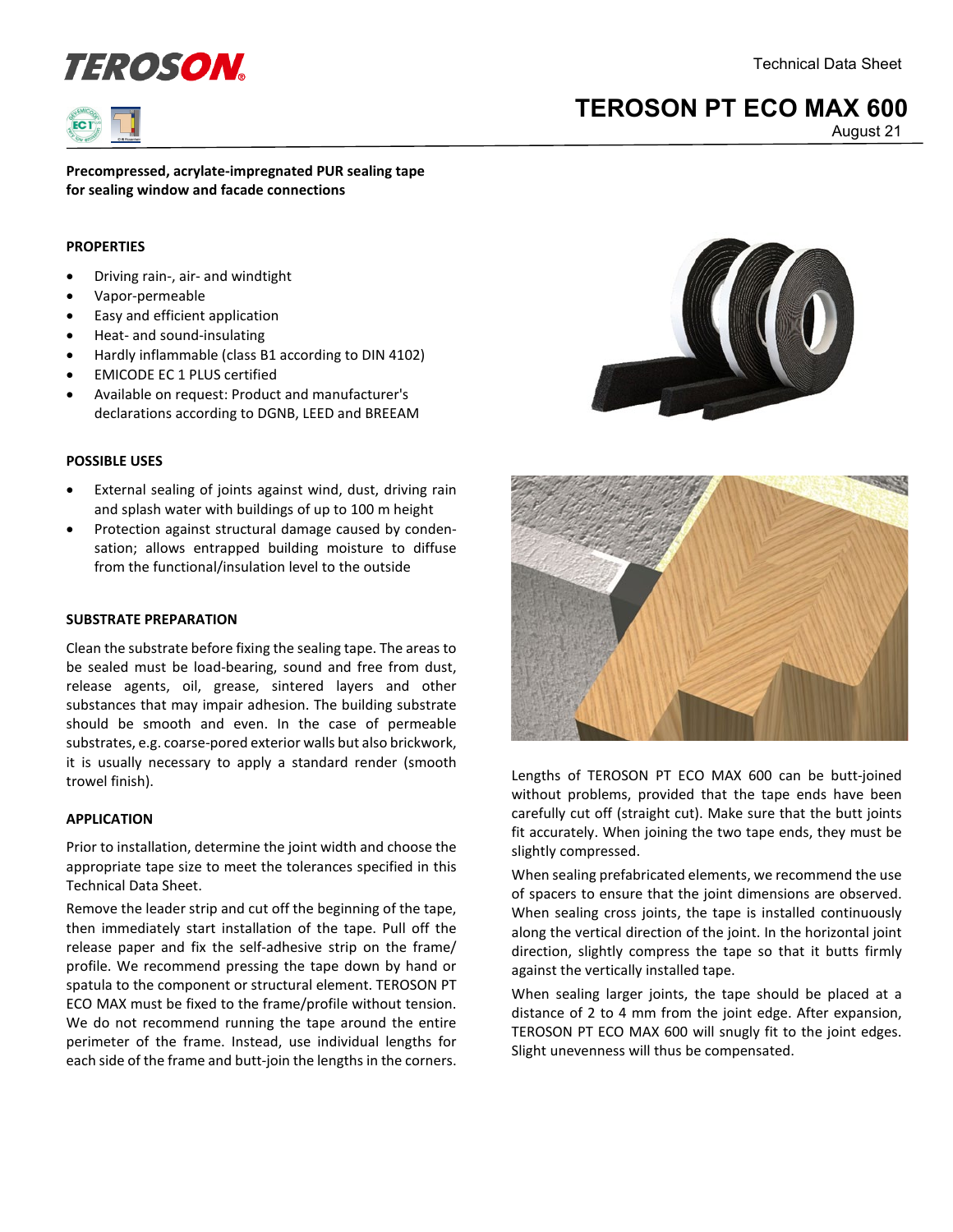TEROSON

Technical Data Sheet

# TEROSON PT ECO MAX 600

August 21

**Precompressed, acrylate-impregnated PUR sealing tape for sealing window and facade connections**

## PROPERTIES

- Driving rain-, air- and windtight
- Vapor-permeable
- Easy and efficient application
- Heat- and sound-insulating
- Hardly inflammable (class B1 according to DIN 4102)
- EMICODE EC 1 PLUS certified
- Available on request: Product and manufacturer's declarations according to DGNB, LEED and BREEAM

## POSSIBLE USES

- External sealing of joints against wind, dust, driving rain and splash water with buildings of up to 100 m height
- Protection against structural damage caused by condensation; allows entrapped building moisture to diffuse from the functional/insulation level to the outside

## SUBSTRATE PREPARATION

Clean the substrate before fixing the sealing tape. The areas to be sealed must be load-bearing, sound and free from dust, release agents, oil, grease, sintered layers and other substances that may impair adhesion. The building substrate should be smooth and even. In the case of permeable substrates, e.g. coarse-pored exterior walls but also brickwork, it is usually necessary to apply a standard render (smooth trowel finish).

## APPLICATION

Prior to installation, determine the joint width and choose the appropriate tape size to meet the tolerances specified in this Technical Data Sheet.

Remove the leader strip and cut off the beginning of the tape, then immediately start installation of the tape. Pull off the release paper and fix the self-adhesive strip on the frame/profile. We recommend pressing the tape down by hand or spatula to the component or structural element. TEROSON PT ECO MAX must be fixed to the frame/profile without tension. We do not recommend running the tape around the entire perimeter of the frame. Instead, use individual lengths for each side of the frame and butt-join the lengths in the corners.

Lengths of TEROSON PT ECO MAX 600 can be butt-joined without problems, provided that the tape ends have been carefully cut off (straight cut). Make sure that the butt joints fit accurately. When joining the two tape ends, they must be slightly compressed.

When sealing prefabricated elements, we recommend the use of spacers to ensure that the joint dimensions are observed. When sealing cross joints, the tape is installed continuously along the vertical direction of the joint. In the horizontal joint direction, slightly compress the tape so that it butts firmly against the vertically installed tape.

When sealing larger joints, the tape should be placed at a distance of 2 to 4 mm from the joint edge. After expansion, TEROSON PT ECO MAX 600 will snugly fit to the joint edges. Slight unevenness will thus be compensated.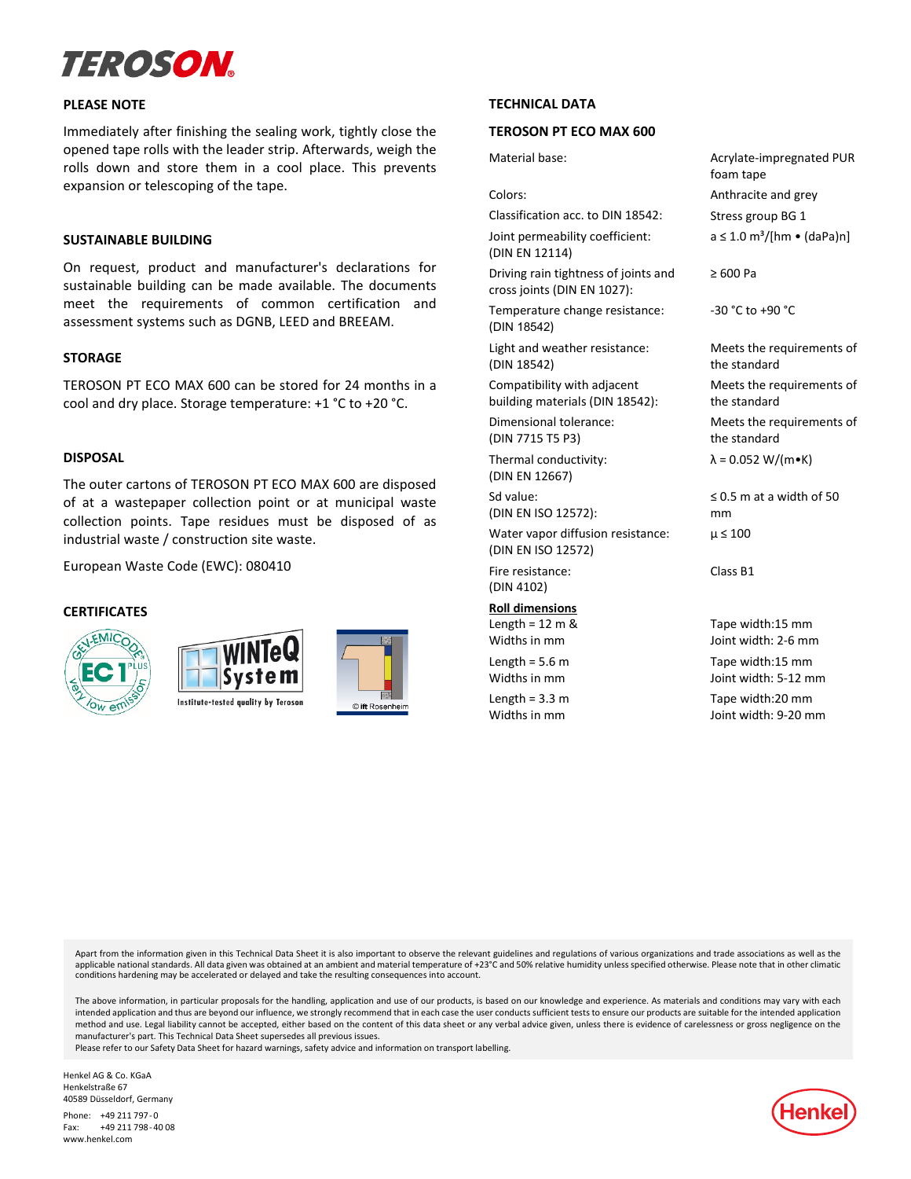## PLEASE NOTE

Immediately after finishing the sealing work, tightly close the opened tape rolls with the leader strip. Afterwards, weigh the rolls down and store them in a cool place. This prevents expansion or telescoping of the tape.

## SUSTAINABLE BUILDING

On request, product and manufacturer's declarations for sustainable building can be made available. The documents meet the requirements of common certification and assessment systems such as DGNB, LEED and BREEAM.

## STORAGE

TEROSON PT ECO MAX 600 can be stored for 24 months in a cool and dry place. Storage temperature: +1 °C to +20 °C.

## DISPOSAL

The outer cartons of TEROSON PT ECO MAX 600 are disposed of at a wastepaper collection point or at municipal waste collection points. Tape residues must be disposed of as industrial waste / construction site waste.

European Waste Code (EWC): 080410

## CERTIFICATES

## TECHNICAL DATA

### TEROSON PT ECO MAX 600

| | |
|---|---|
| Material base: | Acrylate-impregnated PUR foam tape |
| Colors: | Anthracite and grey |
| Classification acc. to DIN 18542: | Stress group BG 1 |
| Joint permeability coefficient: (DIN EN 12114) | a ≤ 1.0 m³/[hm • (daPa)n] |
| Driving rain tightness of joints and cross joints (DIN EN 1027): | ≥ 600 Pa |
| Temperature change resistance: (DIN 18542) | -30 °C to +90 °C |
| Light and weather resistance: (DIN 18542) | Meets the requirements of the standard |
| Compatibility with adjacent building materials (DIN 18542): | Meets the requirements of the standard |
| Dimensional tolerance: (DIN 7715 T5 P3) | Meets the requirements of the standard |
| Thermal conductivity: (DIN EN 12667) | λ = 0.052 W/(m•K) |
| Sd value: (DIN EN ISO 12572): | ≤ 0.5 m at a width of 50 mm |
| Water vapor diffusion resistance: (DIN EN ISO 12572) | µ ≤ 100 |
| Fire resistance: (DIN 4102) | Class B1 |

**Roll dimensions**

| | |
|---|---|
| Length = 12 m & Widths in mm | Tape width:15 mm Joint width: 2-6 mm |
| Length = 5.6 m Widths in mm | Tape width:15 mm Joint width: 5-12 mm |
| Length = 3.3 m Widths in mm | Tape width:20 mm Joint width: 9-20 mm |

Apart from the information given in this Technical Data Sheet it is also important to observe the relevant guidelines and regulations of various organizations and trade associations as well as the applicable national standards. All data given was obtained at an ambient and material temperature of +23°C and 50% relative humidity unless specified otherwise. Please note that in other climatic conditions hardening may be accelerated or delayed and take the resulting consequences into account.

The above information, in particular proposals for the handling, application and use of our products, is based on our knowledge and experience. As materials and conditions may vary with each intended application and thus are beyond our influence, we strongly recommend that in each case the user conducts sufficient tests to ensure our products are suitable for the intended application method and use. Legal liability cannot be accepted, either based on the content of this data sheet or any verbal advice given, unless there is evidence of carelessness or gross negligence on the manufacturer's part. This Technical Data Sheet supersedes all previous issues.
Please refer to our Safety Data Sheet for hazard warnings, safety advice and information on transport labelling.

Henkel AG & Co. KGaA
Henkelstraße 67
40589 Düsseldorf, Germany

Phone: +49 211 797-0
Fax: +49 211 798-40 08
www.henkel.com